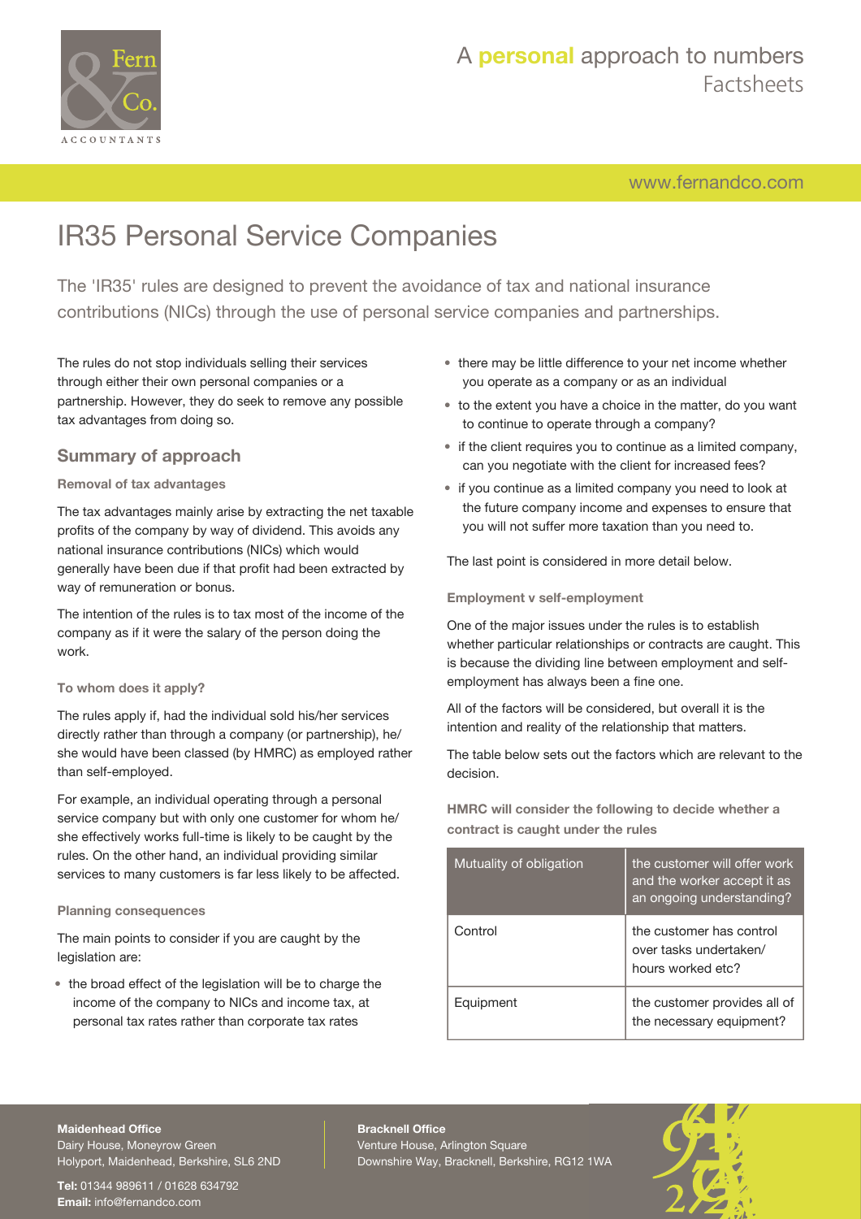# IR35 Personal Service Companies

The 'IR35' rules are designed to prevent the avoidance of tax and national insurance contributions (NICs) through the use of personal service companies and partnerships.

The rules do not stop individuals selling their services through either their own personal companies or a partnership. However, they do seek to remove any possible tax advantages from doing so.

## Summary of approach

### Removal of tax advantages

The tax advantages mainly arise by extracting the net taxable profits of the company by way of dividend. This avoids any national insurance contributions (NICs) which would generally have been due if that profit had been extracted by way of remuneration or bonus.

The intention of the rules is to tax most of the income of the company as if it were the salary of the person doing the work.

### To whom does it apply?

The rules apply if, had the individual sold his/her services directly rather than through a company (or partnership), he/she would have been classed (by HMRC) as employed rather than self-employed.

For example, an individual operating through a personal service company but with only one customer for whom he/she effectively works full-time is likely to be caught by the rules. On the other hand, an individual providing similar services to many customers is far less likely to be affected.

### Planning consequences

The main points to consider if you are caught by the legislation are:

- the broad effect of the legislation will be to charge the income of the company to NICs and income tax, at personal tax rates rather than corporate tax rates
- there may be little difference to your net income whether you operate as a company or as an individual
- to the extent you have a choice in the matter, do you want to continue to operate through a company?
- if the client requires you to continue as a limited company, can you negotiate with the client for increased fees?
- if you continue as a limited company you need to look at the future company income and expenses to ensure that you will not suffer more taxation than you need to.

The last point is considered in more detail below.

### Employment v self-employment

One of the major issues under the rules is to establish whether particular relationships or contracts are caught. This is because the dividing line between employment and self-employment has always been a fine one.

All of the factors will be considered, but overall it is the intention and reality of the relationship that matters.

The table below sets out the factors which are relevant to the decision.

**HMRC will consider the following to decide whether a contract is caught under the rules**

| Mutuality of obligation | the customer will offer work and the worker accept it as an ongoing understanding? |
|---|---|
| Control | the customer has control over tasks undertaken/hours worked etc? |
| Equipment | the customer provides all of the necessary equipment? |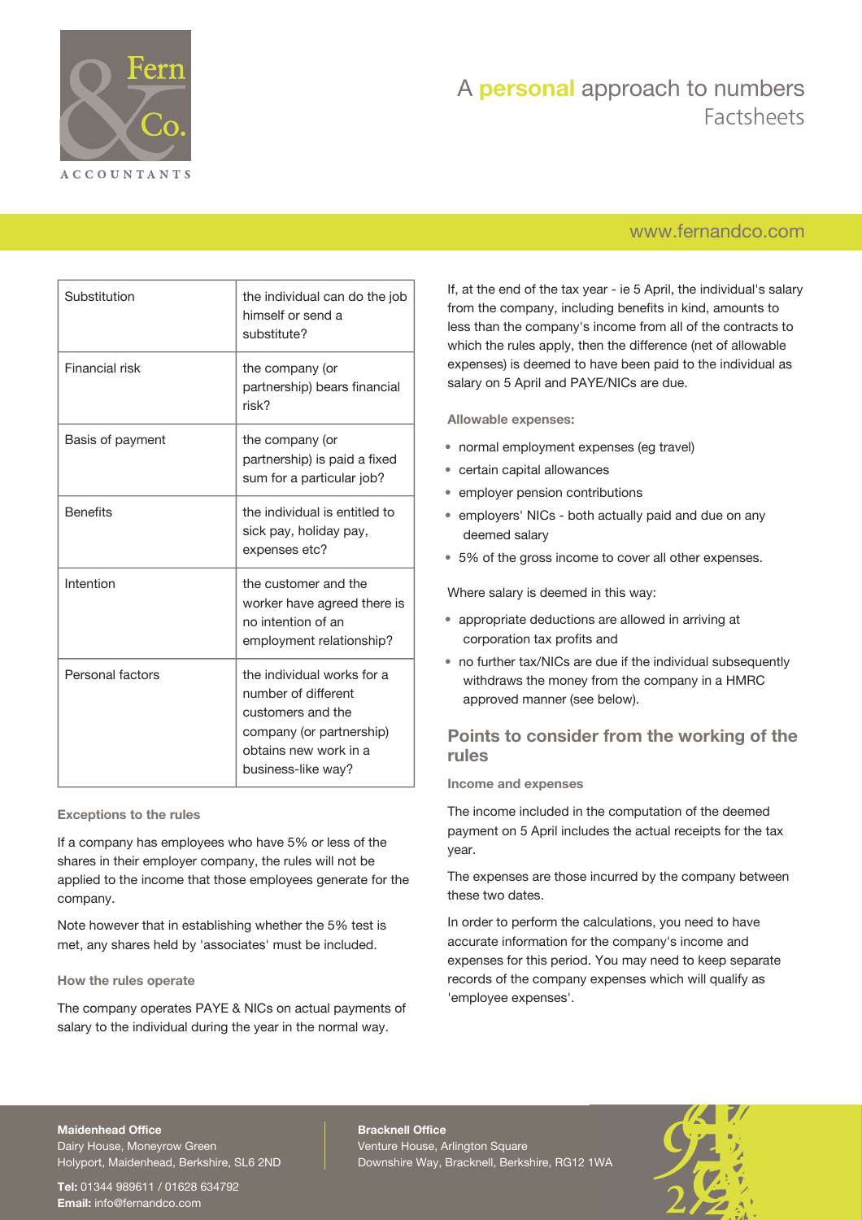| | |
|---|---|
| Substitution | the individual can do the job himself or send a substitute? |
| Financial risk | the company (or partnership) bears financial risk? |
| Basis of payment | the company (or partnership) is paid a fixed sum for a particular job? |
| Benefits | the individual is entitled to sick pay, holiday pay, expenses etc? |
| Intention | the customer and the worker have agreed there is no intention of an employment relationship? |
| Personal factors | the individual works for a number of different customers and the company (or partnership) obtains new work in a business-like way? |

### Exceptions to the rules

If a company has employees who have 5% or less of the shares in their employer company, the rules will not be applied to the income that those employees generate for the company.

Note however that in establishing whether the 5% test is met, any shares held by 'associates' must be included.

### How the rules operate

The company operates PAYE & NICs on actual payments of salary to the individual during the year in the normal way.

If, at the end of the tax year - ie 5 April, the individual's salary from the company, including benefits in kind, amounts to less than the company's income from all of the contracts to which the rules apply, then the difference (net of allowable expenses) is deemed to have been paid to the individual as salary on 5 April and PAYE/NICs are due.

### Allowable expenses:

- normal employment expenses (eg travel)
- certain capital allowances
- employer pension contributions
- employers' NICs - both actually paid and due on any deemed salary
- 5% of the gross income to cover all other expenses.

Where salary is deemed in this way:

- appropriate deductions are allowed in arriving at corporation tax profits and
- no further tax/NICs are due if the individual subsequently withdraws the money from the company in a HMRC approved manner (see below).

## Points to consider from the working of the rules

### Income and expenses

The income included in the computation of the deemed payment on 5 April includes the actual receipts for the tax year.

The expenses are those incurred by the company between these two dates.

In order to perform the calculations, you need to have accurate information for the company's income and expenses for this period. You may need to keep separate records of the company expenses which will qualify as 'employee expenses'.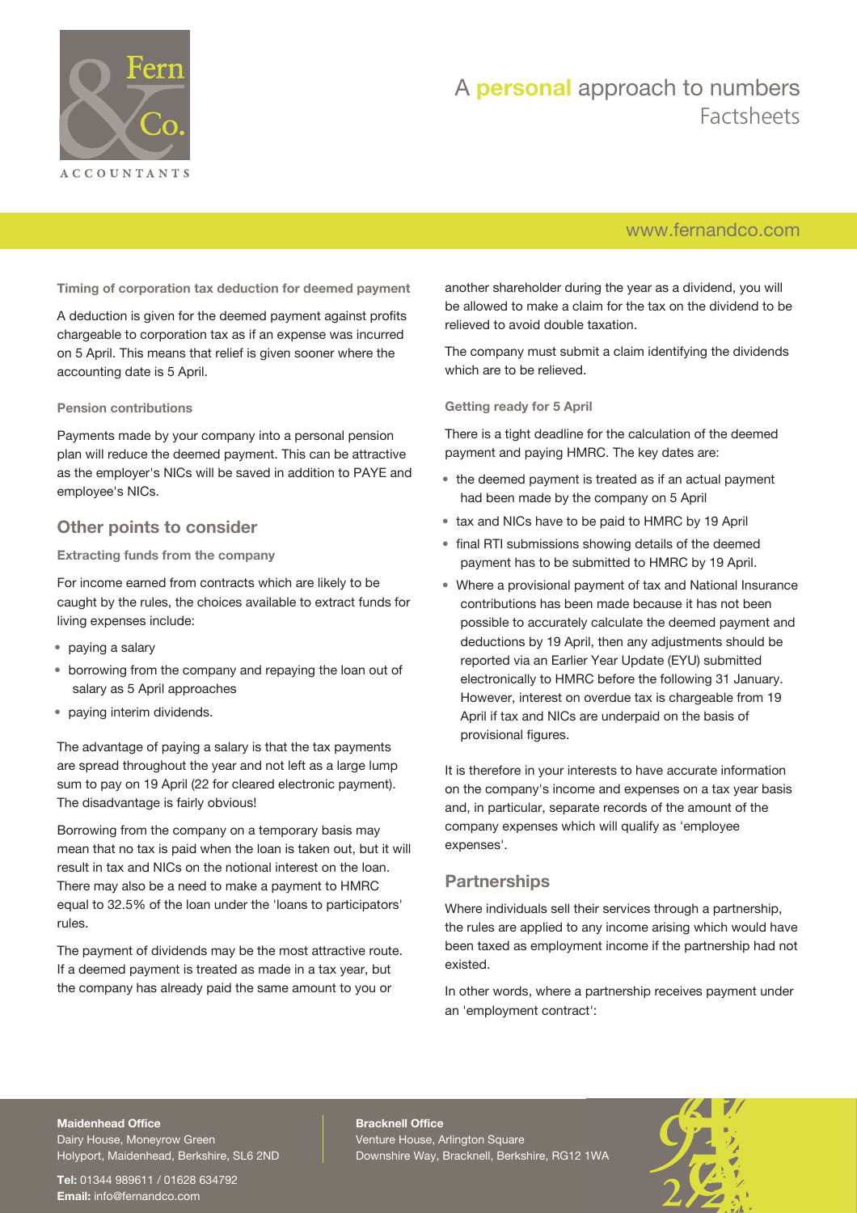### Timing of corporation tax deduction for deemed payment

A deduction is given for the deemed payment against profits chargeable to corporation tax as if an expense was incurred on 5 April. This means that relief is given sooner where the accounting date is 5 April.

### Pension contributions

Payments made by your company into a personal pension plan will reduce the deemed payment. This can be attractive as the employer's NICs will be saved in addition to PAYE and employee's NICs.

## Other points to consider

### Extracting funds from the company

For income earned from contracts which are likely to be caught by the rules, the choices available to extract funds for living expenses include:

- paying a salary
- borrowing from the company and repaying the loan out of salary as 5 April approaches
- paying interim dividends.

The advantage of paying a salary is that the tax payments are spread throughout the year and not left as a large lump sum to pay on 19 April (22 for cleared electronic payment). The disadvantage is fairly obvious!

Borrowing from the company on a temporary basis may mean that no tax is paid when the loan is taken out, but it will result in tax and NICs on the notional interest on the loan. There may also be a need to make a payment to HMRC equal to 32.5% of the loan under the 'loans to participators' rules.

The payment of dividends may be the most attractive route. If a deemed payment is treated as made in a tax year, but the company has already paid the same amount to you or another shareholder during the year as a dividend, you will be allowed to make a claim for the tax on the dividend to be relieved to avoid double taxation.

The company must submit a claim identifying the dividends which are to be relieved.

### Getting ready for 5 April

There is a tight deadline for the calculation of the deemed payment and paying HMRC. The key dates are:

- the deemed payment is treated as if an actual payment had been made by the company on 5 April
- tax and NICs have to be paid to HMRC by 19 April
- final RTI submissions showing details of the deemed payment has to be submitted to HMRC by 19 April.
- Where a provisional payment of tax and National Insurance contributions has been made because it has not been possible to accurately calculate the deemed payment and deductions by 19 April, then any adjustments should be reported via an Earlier Year Update (EYU) submitted electronically to HMRC before the following 31 January. However, interest on overdue tax is chargeable from 19 April if tax and NICs are underpaid on the basis of provisional figures.

It is therefore in your interests to have accurate information on the company's income and expenses on a tax year basis and, in particular, separate records of the amount of the company expenses which will qualify as 'employee expenses'.

## Partnerships

Where individuals sell their services through a partnership, the rules are applied to any income arising which would have been taxed as employment income if the partnership had not existed.

In other words, where a partnership receives payment under an 'employment contract':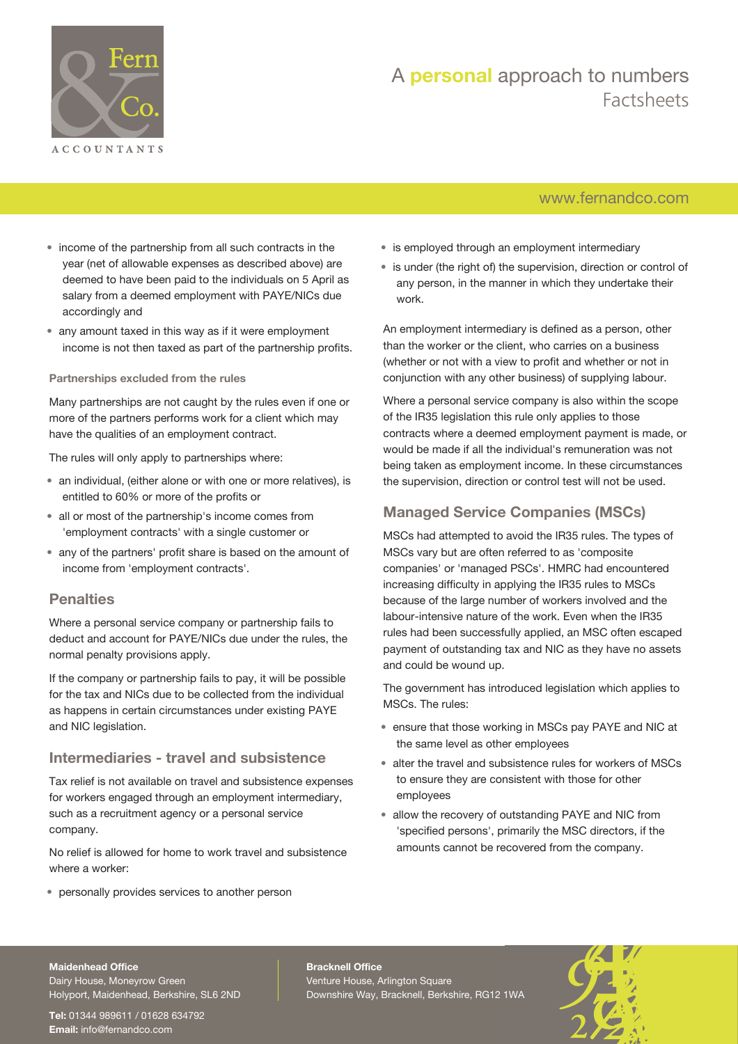- income of the partnership from all such contracts in the year (net of allowable expenses as described above) are deemed to have been paid to the individuals on 5 April as salary from a deemed employment with PAYE/NICs due accordingly and
- any amount taxed in this way as if it were employment income is not then taxed as part of the partnership profits.

#### Partnerships excluded from the rules

Many partnerships are not caught by the rules even if one or more of the partners performs work for a client which may have the qualities of an employment contract.

The rules will only apply to partnerships where:

- an individual, (either alone or with one or more relatives), is entitled to 60% or more of the profits or
- all or most of the partnership's income comes from 'employment contracts' with a single customer or
- any of the partners' profit share is based on the amount of income from 'employment contracts'.

### Penalties

Where a personal service company or partnership fails to deduct and account for PAYE/NICs due under the rules, the normal penalty provisions apply.

If the company or partnership fails to pay, it will be possible for the tax and NICs due to be collected from the individual as happens in certain circumstances under existing PAYE and NIC legislation.

### Intermediaries - travel and subsistence

Tax relief is not available on travel and subsistence expenses for workers engaged through an employment intermediary, such as a recruitment agency or a personal service company.

No relief is allowed for home to work travel and subsistence where a worker:

- personally provides services to another person
- is employed through an employment intermediary
- is under (the right of) the supervision, direction or control of any person, in the manner in which they undertake their work.

An employment intermediary is defined as a person, other than the worker or the client, who carries on a business (whether or not with a view to profit and whether or not in conjunction with any other business) of supplying labour.

Where a personal service company is also within the scope of the IR35 legislation this rule only applies to those contracts where a deemed employment payment is made, or would be made if all the individual's remuneration was not being taken as employment income. In these circumstances the supervision, direction or control test will not be used.

### Managed Service Companies (MSCs)

MSCs had attempted to avoid the IR35 rules. The types of MSCs vary but are often referred to as 'composite companies' or 'managed PSCs'. HMRC had encountered increasing difficulty in applying the IR35 rules to MSCs because of the large number of workers involved and the labour-intensive nature of the work. Even when the IR35 rules had been successfully applied, an MSC often escaped payment of outstanding tax and NIC as they have no assets and could be wound up.

The government has introduced legislation which applies to MSCs. The rules:

- ensure that those working in MSCs pay PAYE and NIC at the same level as other employees
- alter the travel and subsistence rules for workers of MSCs to ensure they are consistent with those for other employees
- allow the recovery of outstanding PAYE and NIC from 'specified persons', primarily the MSC directors, if the amounts cannot be recovered from the company.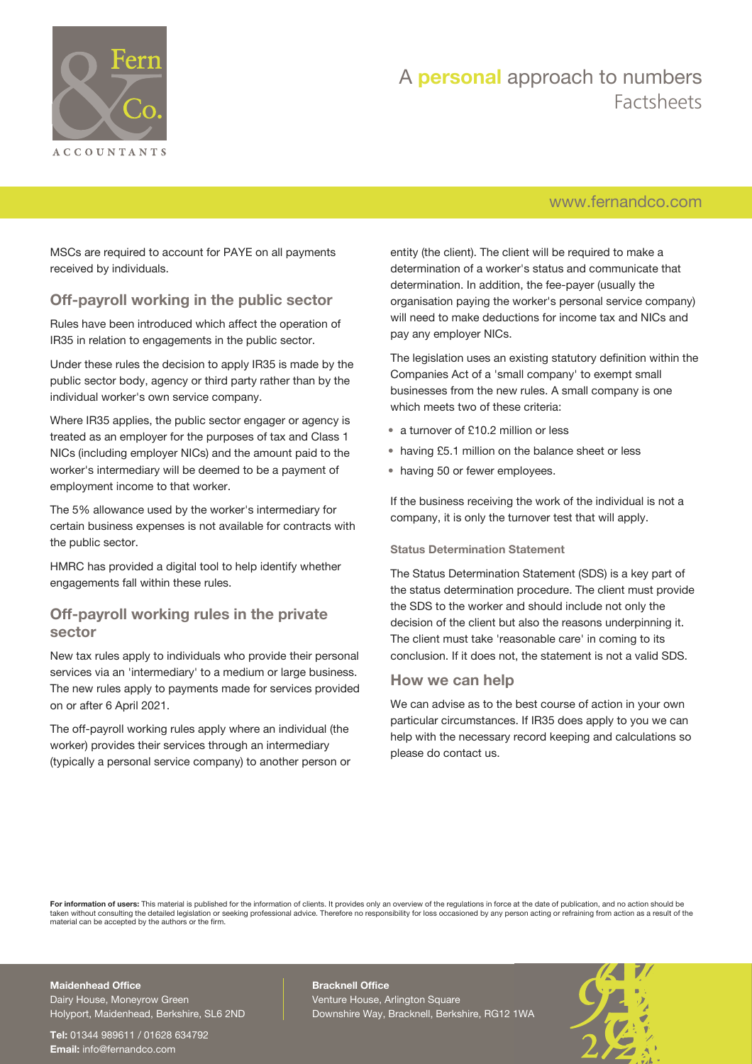MSCs are required to account for PAYE on all payments received by individuals.

## Off-payroll working in the public sector

Rules have been introduced which affect the operation of IR35 in relation to engagements in the public sector.

Under these rules the decision to apply IR35 is made by the public sector body, agency or third party rather than by the individual worker's own service company.

Where IR35 applies, the public sector engager or agency is treated as an employer for the purposes of tax and Class 1 NICs (including employer NICs) and the amount paid to the worker's intermediary will be deemed to be a payment of employment income to that worker.

The 5% allowance used by the worker's intermediary for certain business expenses is not available for contracts with the public sector.

HMRC has provided a digital tool to help identify whether engagements fall within these rules.

## Off-payroll working rules in the private sector

New tax rules apply to individuals who provide their personal services via an 'intermediary' to a medium or large business. The new rules apply to payments made for services provided on or after 6 April 2021.

The off-payroll working rules apply where an individual (the worker) provides their services through an intermediary (typically a personal service company) to another person or entity (the client). The client will be required to make a determination of a worker's status and communicate that determination. In addition, the fee-payer (usually the organisation paying the worker's personal service company) will need to make deductions for income tax and NICs and pay any employer NICs.

The legislation uses an existing statutory definition within the Companies Act of a 'small company' to exempt small businesses from the new rules. A small company is one which meets two of these criteria:

- a turnover of £10.2 million or less
- having £5.1 million on the balance sheet or less
- having 50 or fewer employees.

If the business receiving the work of the individual is not a company, it is only the turnover test that will apply.

### Status Determination Statement

The Status Determination Statement (SDS) is a key part of the status determination procedure. The client must provide the SDS to the worker and should include not only the decision of the client but also the reasons underpinning it. The client must take 'reasonable care' in coming to its conclusion. If it does not, the statement is not a valid SDS.

## How we can help

We can advise as to the best course of action in your own particular circumstances. If IR35 does apply to you we can help with the necessary record keeping and calculations so please do contact us.

**For information of users:** This material is published for the information of clients. It provides only an overview of the regulations in force at the date of publication, and no action should be taken without consulting the detailed legislation or seeking professional advice. Therefore no responsibility for loss occasioned by any person acting or refraining from action as a result of the material can be accepted by the authors or the firm.